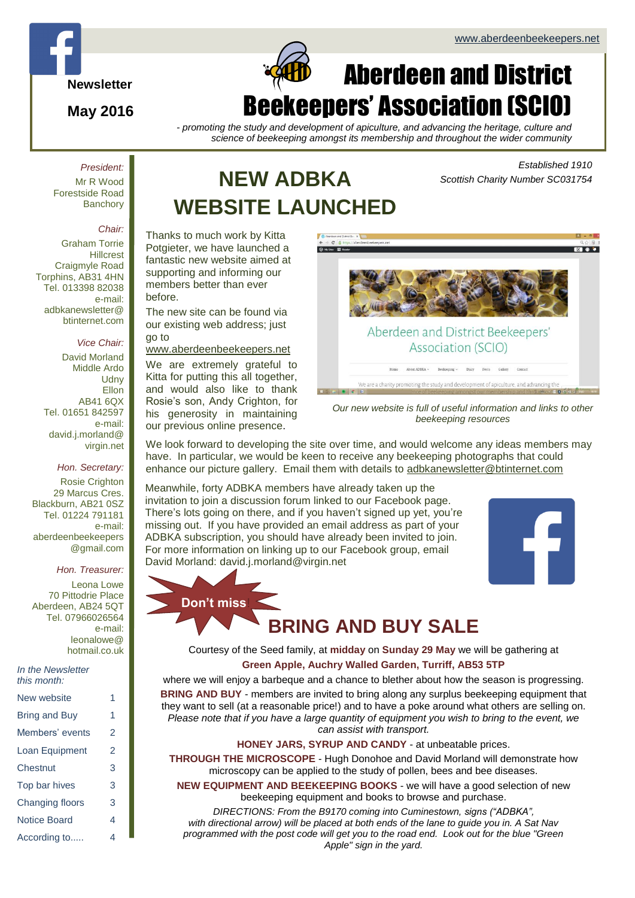www.aberdeenbeekeepers.net

Newsletter

May 2016

# Aberdeen and District Beekeepers' Association (SCIO)

*- promoting the study and development of apiculture, and advancing the heritage, culture and science of beekeeping amongst its membership and throughout the wider community*

*Established 1910*
*Scottish Charity Number SC031754*

*President:*
Mr R Wood
Forestside Road
Banchory

*Chair:*
Graham Torrie
Hillcrest
Craigmyle Road
Torphins, AB31 4HN
Tel. 013398 82038
e-mail:
adbkanewsletter@btinternet.com

*Vice Chair:*
David Morland
Middle Ardo
Udny
Ellon
AB41 6QX
Tel. 01651 842597
e-mail:
david.j.morland@virgin.net

*Hon. Secretary:*
Rosie Crighton
29 Marcus Cres.
Blackburn, AB21 0SZ
Tel. 01224 791181
e-mail:
aberdeenbeekeepers@gmail.com

*Hon. Treasurer:*
Leona Lowe
70 Pittodrie Place
Aberdeen, AB24 5QT
Tel. 07966026564
e-mail:
leonalowe@hotmail.co.uk

*In the Newsletter this month:*

| | |
|---|---|
| New website | 1 |
| Bring and Buy | 1 |
| Members' events | 2 |
| Loan Equipment | 2 |
| Chestnut | 3 |
| Top bar hives | 3 |
| Changing floors | 3 |
| Notice Board | 4 |
| According to..... | 4 |

## NEW ADBKA WEBSITE LAUNCHED

Thanks to much work by Kitta Potgieter, we have launched a fantastic new website aimed at supporting and informing our members better than ever before.

The new site can be found via our existing web address; just go to www.aberdeenbeekeepers.net

We are extremely grateful to Kitta for putting this all together, and would also like to thank Rosie's son, Andy Crighton, for his generosity in maintaining our previous online presence.

*Our new website is full of useful information and links to other beekeeping resources*

We look forward to developing the site over time, and would welcome any ideas members may have. In particular, we would be keen to receive any beekeeping photographs that could enhance our picture gallery. Email them with details to adbkanewsletter@btinternet.com

Meanwhile, forty ADBKA members have already taken up the invitation to join a discussion forum linked to our Facebook page. There's lots going on there, and if you haven't signed up yet, you're missing out. If you have provided an email address as part of your ADBKA subscription, you should have already been invited to join. For more information on linking up to our Facebook group, email David Morland: david.j.morland@virgin.net

**Don't miss**

## BRING AND BUY SALE

Courtesy of the Seed family, at **midday** on **Sunday 29 May** we will be gathering at

**Green Apple, Auchry Walled Garden, Turriff, AB53 5TP**

where we will enjoy a barbeque and a chance to blether about how the season is progressing.

**BRING AND BUY** - members are invited to bring along any surplus beekeeping equipment that they want to sell (at a reasonable price!) and to have a poke around what others are selling on. *Please note that if you have a large quantity of equipment you wish to bring to the event, we can assist with transport.*

**HONEY JARS, SYRUP AND CANDY** - at unbeatable prices.

**THROUGH THE MICROSCOPE** - Hugh Donohoe and David Morland will demonstrate how microscopy can be applied to the study of pollen, bees and bee diseases.

**NEW EQUIPMENT AND BEEKEEPING BOOKS** - we will have a good selection of new beekeeping equipment and books to browse and purchase.

*DIRECTIONS: From the B9170 coming into Cuminestown, signs ("ADBKA", with directional arrow) will be placed at both ends of the lane to guide you in. A Sat Nav programmed with the post code will get you to the road end. Look out for the blue "Green Apple" sign in the yard.*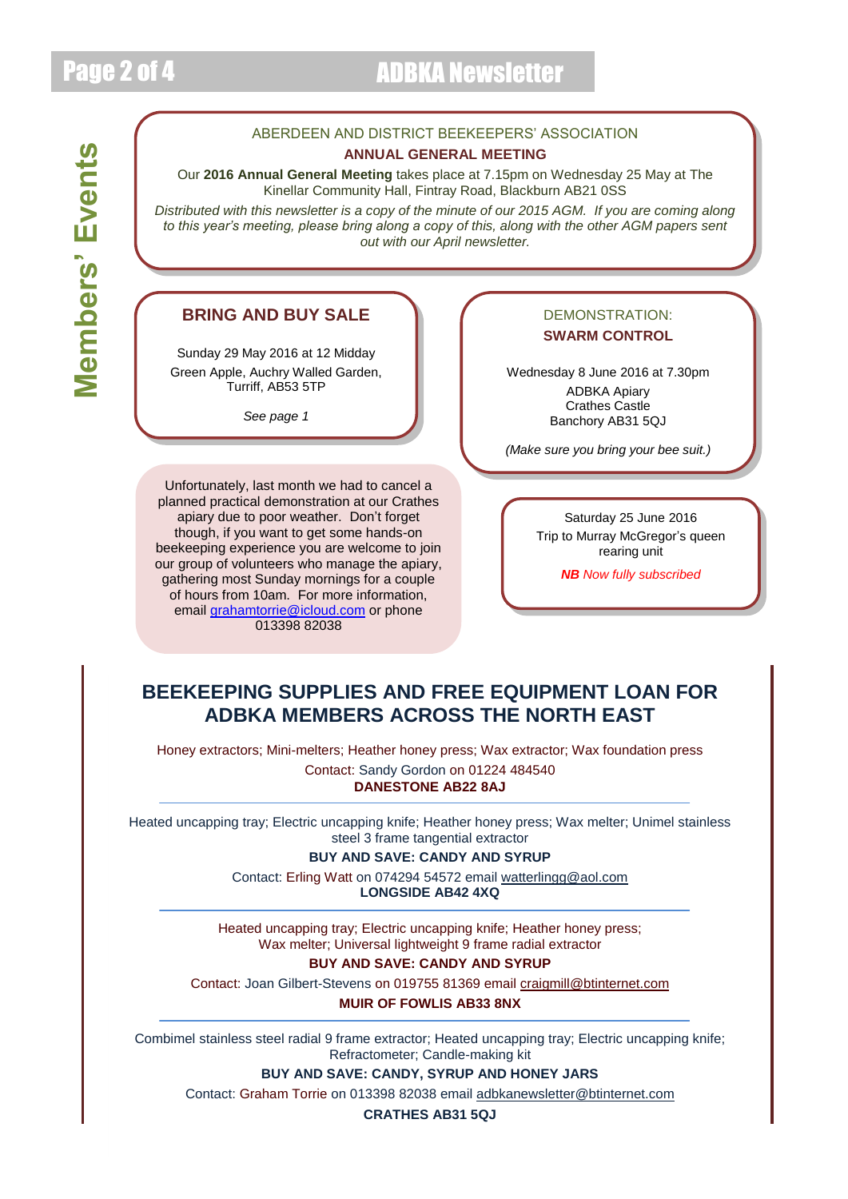# Members' Events

ABERDEEN AND DISTRICT BEEKEEPERS' ASSOCIATION

**ANNUAL GENERAL MEETING**

Our **2016 Annual General Meeting** takes place at 7.15pm on Wednesday 25 May at The Kinellar Community Hall, Fintray Road, Blackburn AB21 0SS

*Distributed with this newsletter is a copy of the minute of our 2015 AGM. If you are coming along to this year's meeting, please bring along a copy of this, along with the other AGM papers sent out with our April newsletter.*

## BRING AND BUY SALE

Sunday 29 May 2016 at 12 Midday

Green Apple, Auchry Walled Garden, Turriff, AB53 5TP

*See page 1*

DEMONSTRATION:

**SWARM CONTROL**

Wednesday 8 June 2016 at 7.30pm

ADBKA Apiary
Crathes Castle
Banchory AB31 5QJ

*(Make sure you bring your bee suit.)*

Unfortunately, last month we had to cancel a planned practical demonstration at our Crathes apiary due to poor weather. Don't forget though, if you want to get some hands-on beekeeping experience you are welcome to join our group of volunteers who manage the apiary, gathering most Sunday mornings for a couple of hours from 10am. For more information, email grahamtorrie@icloud.com or phone 013398 82038

Saturday 25 June 2016

Trip to Murray McGregor's queen rearing unit

***NB** Now fully subscribed*

## BEEKEEPING SUPPLIES AND FREE EQUIPMENT LOAN FOR ADBKA MEMBERS ACROSS THE NORTH EAST

Honey extractors; Mini-melters; Heather honey press; Wax extractor; Wax foundation press

Contact: Sandy Gordon on 01224 484540

**DANESTONE AB22 8AJ**

---

Heated uncapping tray; Electric uncapping knife; Heather honey press; Wax melter; Unimel stainless steel 3 frame tangential extractor

**BUY AND SAVE: CANDY AND SYRUP**

Contact: Erling Watt on 074294 54572 email watterlingg@aol.com

**LONGSIDE AB42 4XQ**

---

Heated uncapping tray; Electric uncapping knife; Heather honey press; Wax melter; Universal lightweight 9 frame radial extractor

**BUY AND SAVE: CANDY AND SYRUP**

Contact: Joan Gilbert-Stevens on 019755 81369 email craigmill@btinternet.com

**MUIR OF FOWLIS AB33 8NX**

---

Combimel stainless steel radial 9 frame extractor; Heated uncapping tray; Electric uncapping knife; Refractometer; Candle-making kit

**BUY AND SAVE: CANDY, SYRUP AND HONEY JARS**

Contact: Graham Torrie on 013398 82038 email adbkanewsletter@btinternet.com

**CRATHES AB31 5QJ**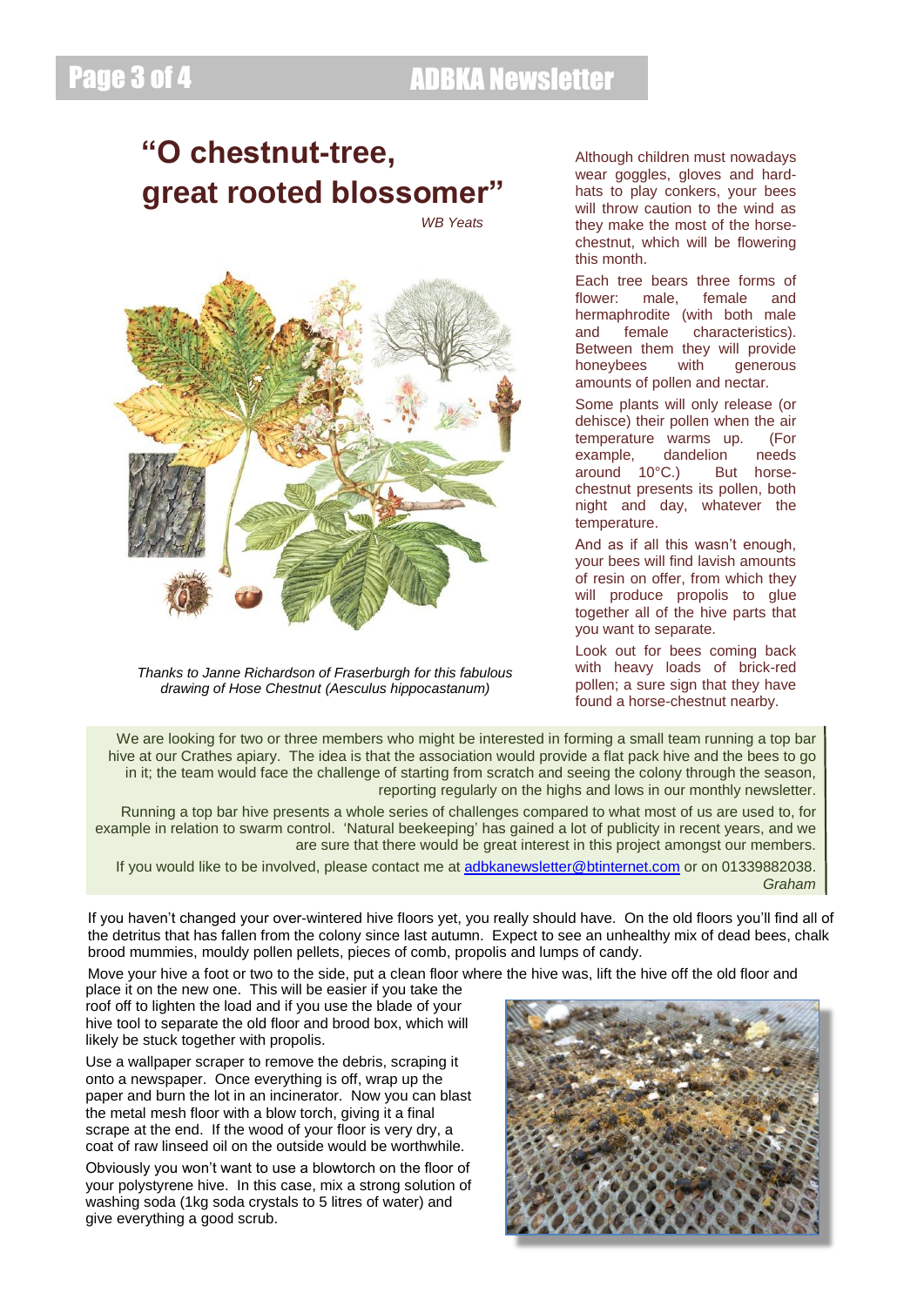# "O chestnut-tree, great rooted blossomer"

*WB Yeats*

*Thanks to Janne Richardson of Fraserburgh for this fabulous drawing of Hose Chestnut (Aesculus hippocastanum)*

Although children must nowadays wear goggles, gloves and hard-hats to play conkers, your bees will throw caution to the wind as they make the most of the horse-chestnut, which will be flowering this month.

Each tree bears three forms of flower: male, female and hermaphrodite (with both male and female characteristics). Between them they will provide honeybees with generous amounts of pollen and nectar.

Some plants will only release (or dehisce) their pollen when the air temperature warms up. (For example, dandelion needs around 10°C.) But horse-chestnut presents its pollen, both night and day, whatever the temperature.

And as if all this wasn't enough, your bees will find lavish amounts of resin on offer, from which they will produce propolis to glue together all of the hive parts that you want to separate.

Look out for bees coming back with heavy loads of brick-red pollen; a sure sign that they have found a horse-chestnut nearby.

We are looking for two or three members who might be interested in forming a small team running a top bar hive at our Crathes apiary. The idea is that the association would provide a flat pack hive and the bees to go in it; the team would face the challenge of starting from scratch and seeing the colony through the season, reporting regularly on the highs and lows in our monthly newsletter.

Running a top bar hive presents a whole series of challenges compared to what most of us are used to, for example in relation to swarm control. 'Natural beekeeping' has gained a lot of publicity in recent years, and we are sure that there would be great interest in this project amongst our members.

If you would like to be involved, please contact me at adbkanewsletter@btinternet.com or on 01339882038.

*Graham*

If you haven't changed your over-wintered hive floors yet, you really should have. On the old floors you'll find all of the detritus that has fallen from the colony since last autumn. Expect to see an unhealthy mix of dead bees, chalk brood mummies, mouldy pollen pellets, pieces of comb, propolis and lumps of candy.

Move your hive a foot or two to the side, put a clean floor where the hive was, lift the hive off the old floor and place it on the new one. This will be easier if you take the roof off to lighten the load and if you use the blade of your hive tool to separate the old floor and brood box, which will likely be stuck together with propolis.

Use a wallpaper scraper to remove the debris, scraping it onto a newspaper. Once everything is off, wrap up the paper and burn the lot in an incinerator. Now you can blast the metal mesh floor with a blow torch, giving it a final scrape at the end. If the wood of your floor is very dry, a coat of raw linseed oil on the outside would be worthwhile.

Obviously you won't want to use a blowtorch on the floor of your polystyrene hive. In this case, mix a strong solution of washing soda (1kg soda crystals to 5 litres of water) and give everything a good scrub.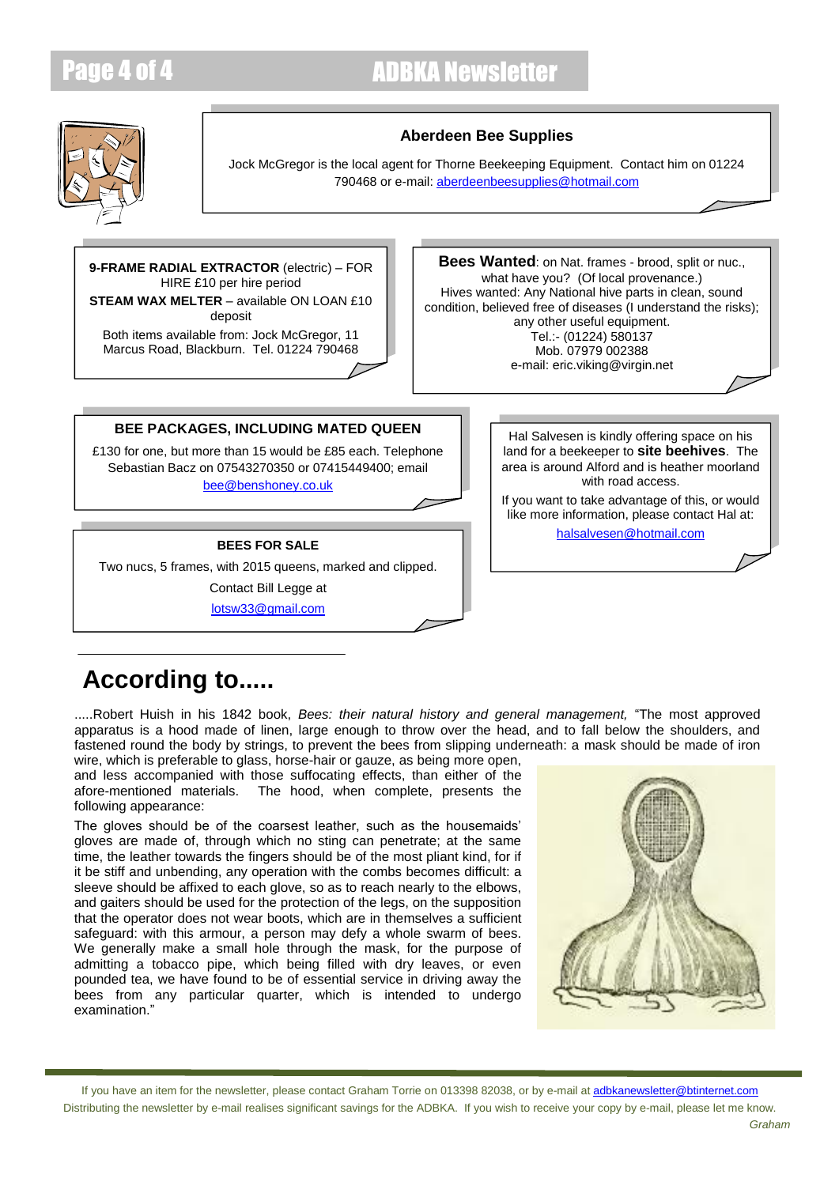### Aberdeen Bee Supplies

Jock McGregor is the local agent for Thorne Beekeeping Equipment. Contact him on 01224 790468 or e-mail: aberdeenbeesupplies@hotmail.com

**9-FRAME RADIAL EXTRACTOR** (electric) – FOR HIRE £10 per hire period

**STEAM WAX MELTER** – available ON LOAN £10 deposit

Both items available from: Jock McGregor, 11 Marcus Road, Blackburn. Tel. 01224 790468

**Bees Wanted**: on Nat. frames - brood, split or nuc., what have you? (Of local provenance.)
Hives wanted: Any National hive parts in clean, sound condition, believed free of diseases (I understand the risks); any other useful equipment.
Tel.:- (01224) 580137
Mob. 07979 002388
e-mail: eric.viking@virgin.net

**BEE PACKAGES, INCLUDING MATED QUEEN**

£130 for one, but more than 15 would be £85 each. Telephone Sebastian Bacz on 07543270350 or 07415449400; email bee@benshoney.co.uk

Hal Salvesen is kindly offering space on his land for a beekeeper to **site beehives**. The area is around Alford and is heather moorland with road access.

If you want to take advantage of this, or would like more information, please contact Hal at: halsalvesen@hotmail.com

**BEES FOR SALE**

Two nucs, 5 frames, with 2015 queens, marked and clipped.

Contact Bill Legge at lotsw33@gmail.com

# According to.....

.....Robert Huish in his 1842 book, *Bees: their natural history and general management,* "The most approved apparatus is a hood made of linen, large enough to throw over the head, and to fall below the shoulders, and fastened round the body by strings, to prevent the bees from slipping underneath: a mask should be made of iron wire, which is preferable to glass, horse-hair or gauze, as being more open, and less accompanied with those suffocating effects, than either of the afore-mentioned materials. The hood, when complete, presents the following appearance:

The gloves should be of the coarsest leather, such as the housemaids' gloves are made of, through which no sting can penetrate; at the same time, the leather towards the fingers should be of the most pliant kind, for if it be stiff and unbending, any operation with the combs becomes difficult: a sleeve should be affixed to each glove, so as to reach nearly to the elbows, and gaiters should be used for the protection of the legs, on the supposition that the operator does not wear boots, which are in themselves a sufficient safeguard: with this armour, a person may defy a whole swarm of bees. We generally make a small hole through the mask, for the purpose of admitting a tobacco pipe, which being filled with dry leaves, or even pounded tea, we have found to be of essential service in driving away the bees from any particular quarter, which is intended to undergo examination."

If you have an item for the newsletter, please contact Graham Torrie on 013398 82038, or by e-mail at adbkanewsletter@btinternet.com
Distributing the newsletter by e-mail realises significant savings for the ADBKA. If you wish to receive your copy by e-mail, please let me know.
*Graham*